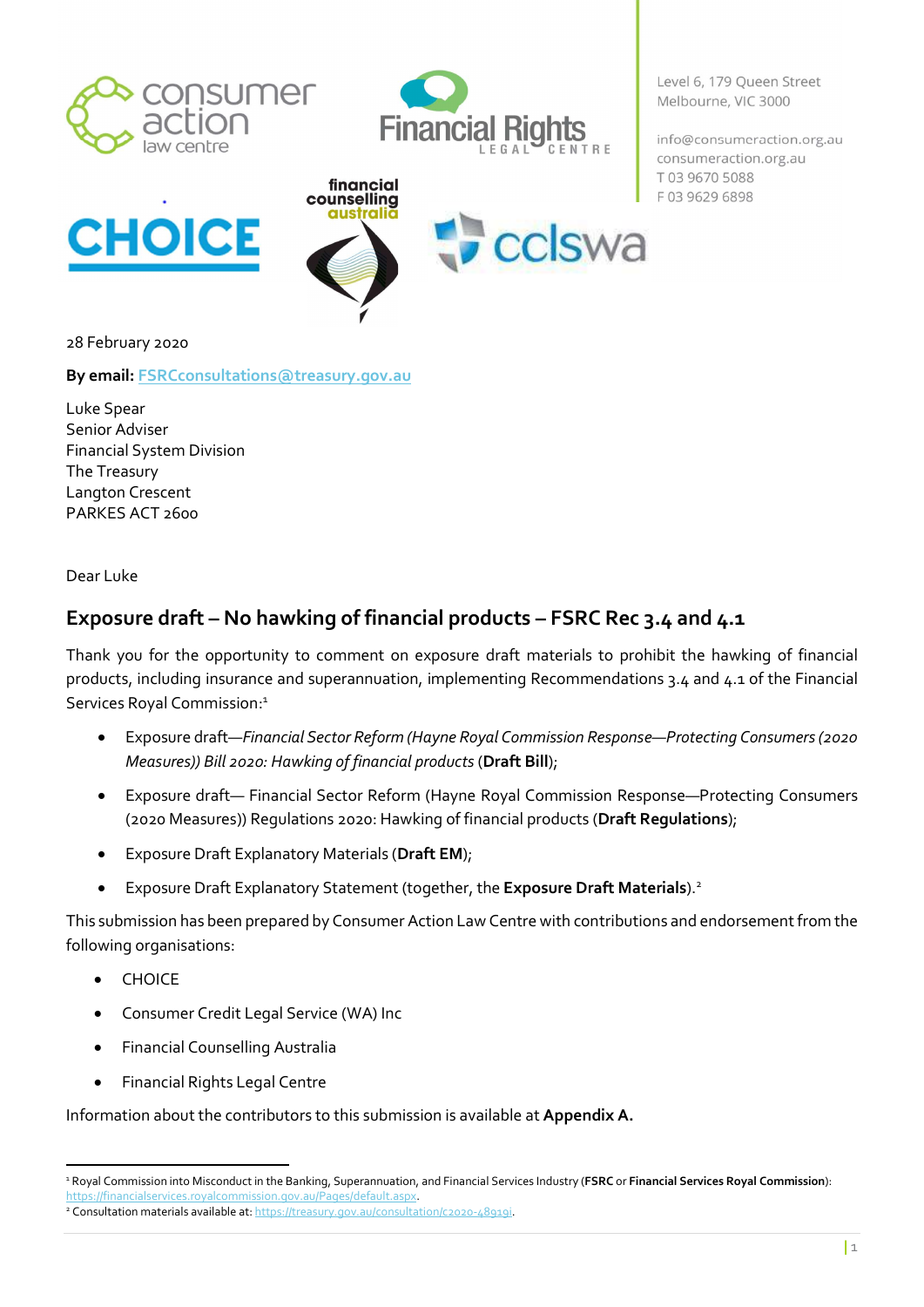Level 6, 179 Queen Street
Melbourne, VIC 3000

info@consumeraction.org.au
consumeraction.org.au
T 03 9670 5088
F 03 9629 6898

28 February 2020

**By email:** FSRCconsultations@treasury.gov.au

Luke Spear
Senior Adviser
Financial System Division
The Treasury
Langton Crescent
PARKES ACT 2600

Dear Luke

## Exposure draft – No hawking of financial products – FSRC Rec 3.4 and 4.1

Thank you for the opportunity to comment on exposure draft materials to prohibit the hawking of financial products, including insurance and superannuation, implementing Recommendations 3.4 and 4.1 of the Financial Services Royal Commission:[1]

- Exposure draft—*Financial Sector Reform (Hayne Royal Commission Response—Protecting Consumers (2020 Measures)) Bill 2020: Hawking of financial products* (**Draft Bill**);
- Exposure draft— Financial Sector Reform (Hayne Royal Commission Response—Protecting Consumers (2020 Measures)) Regulations 2020: Hawking of financial products (**Draft Regulations**);
- Exposure Draft Explanatory Materials (**Draft EM**);
- Exposure Draft Explanatory Statement (together, the **Exposure Draft Materials**).[2]

This submission has been prepared by Consumer Action Law Centre with contributions and endorsement from the following organisations:

- CHOICE
- Consumer Credit Legal Service (WA) Inc
- Financial Counselling Australia
- Financial Rights Legal Centre

Information about the contributors to this submission is available at **Appendix A.**

---

[1] Royal Commission into Misconduct in the Banking, Superannuation, and Financial Services Industry (**FSRC** or **Financial Services Royal Commission**): https://financialservices.royalcommission.gov.au/Pages/default.aspx.

[2] Consultation materials available at: https://treasury.gov.au/consultation/c2020-48919i.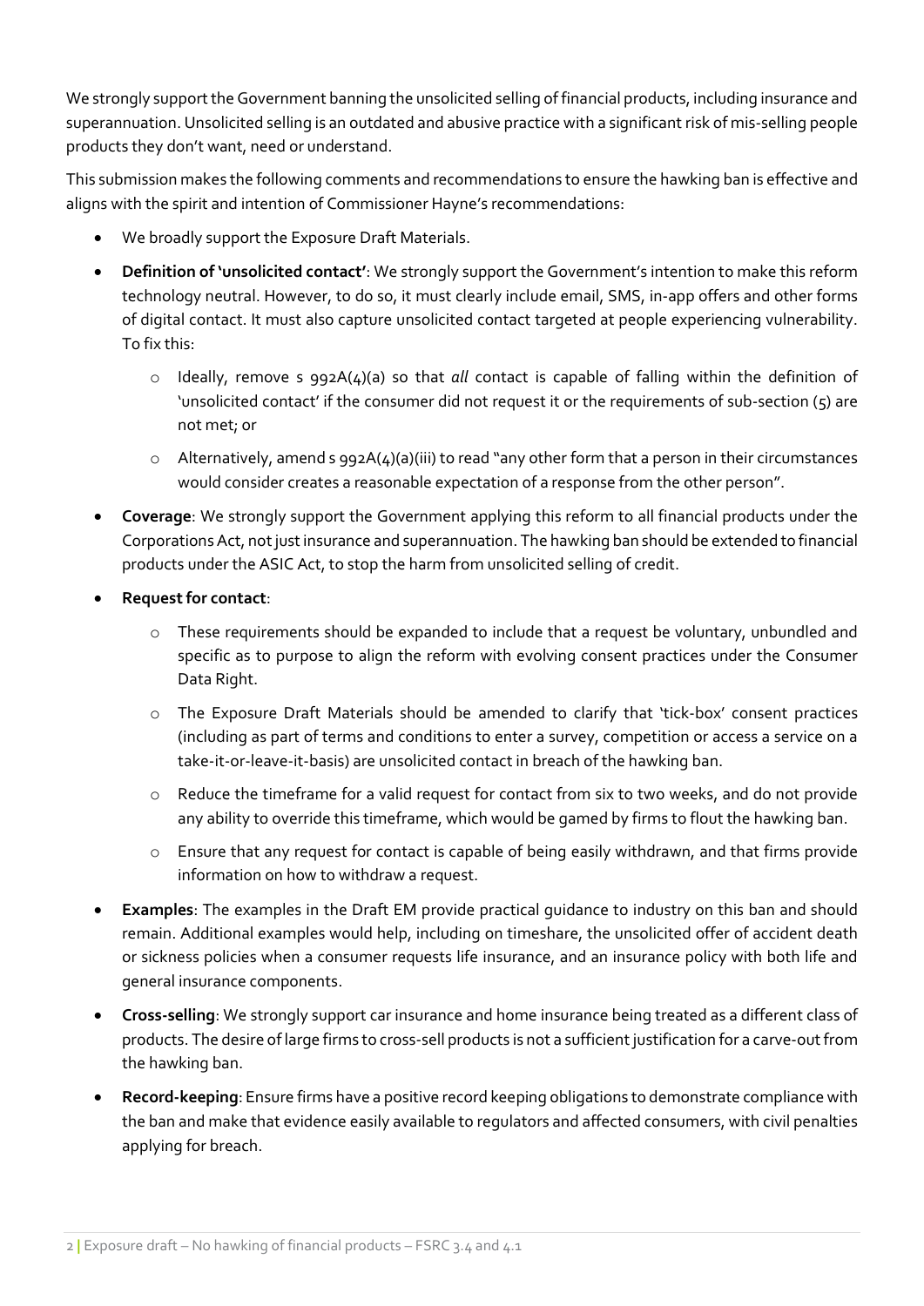We strongly support the Government banning the unsolicited selling of financial products, including insurance and superannuation. Unsolicited selling is an outdated and abusive practice with a significant risk of mis-selling people products they don't want, need or understand.

This submission makes the following comments and recommendations to ensure the hawking ban is effective and aligns with the spirit and intention of Commissioner Hayne's recommendations:

- We broadly support the Exposure Draft Materials.
- **Definition of 'unsolicited contact'**: We strongly support the Government's intention to make this reform technology neutral. However, to do so, it must clearly include email, SMS, in-app offers and other forms of digital contact. It must also capture unsolicited contact targeted at people experiencing vulnerability. To fix this:
  - Ideally, remove s 992A(4)(a) so that *all* contact is capable of falling within the definition of 'unsolicited contact' if the consumer did not request it or the requirements of sub-section (5) are not met; or
  - Alternatively, amend s 992A(4)(a)(iii) to read "any other form that a person in their circumstances would consider creates a reasonable expectation of a response from the other person".
- **Coverage**: We strongly support the Government applying this reform to all financial products under the Corporations Act, not just insurance and superannuation. The hawking ban should be extended to financial products under the ASIC Act, to stop the harm from unsolicited selling of credit.
- **Request for contact**:
  - These requirements should be expanded to include that a request be voluntary, unbundled and specific as to purpose to align the reform with evolving consent practices under the Consumer Data Right.
  - The Exposure Draft Materials should be amended to clarify that 'tick-box' consent practices (including as part of terms and conditions to enter a survey, competition or access a service on a take-it-or-leave-it-basis) are unsolicited contact in breach of the hawking ban.
  - Reduce the timeframe for a valid request for contact from six to two weeks, and do not provide any ability to override this timeframe, which would be gamed by firms to flout the hawking ban.
  - Ensure that any request for contact is capable of being easily withdrawn, and that firms provide information on how to withdraw a request.
- **Examples**: The examples in the Draft EM provide practical guidance to industry on this ban and should remain. Additional examples would help, including on timeshare, the unsolicited offer of accident death or sickness policies when a consumer requests life insurance, and an insurance policy with both life and general insurance components.
- **Cross-selling**: We strongly support car insurance and home insurance being treated as a different class of products. The desire of large firms to cross-sell products is not a sufficient justification for a carve-out from the hawking ban.
- **Record-keeping**: Ensure firms have a positive record keeping obligations to demonstrate compliance with the ban and make that evidence easily available to regulators and affected consumers, with civil penalties applying for breach.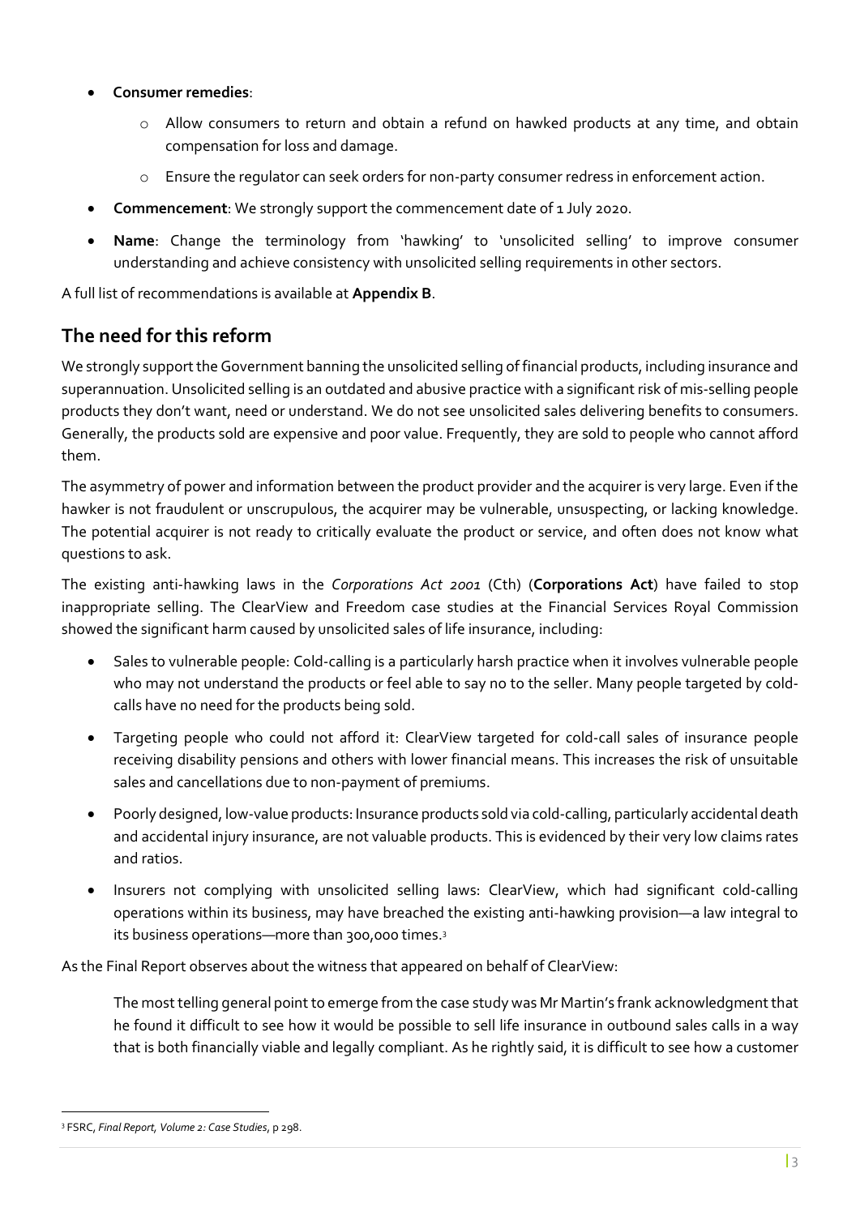- **Consumer remedies**:
    - Allow consumers to return and obtain a refund on hawked products at any time, and obtain compensation for loss and damage.
    - Ensure the regulator can seek orders for non-party consumer redress in enforcement action.
- **Commencement**: We strongly support the commencement date of 1 July 2020.
- **Name**: Change the terminology from 'hawking' to 'unsolicited selling' to improve consumer understanding and achieve consistency with unsolicited selling requirements in other sectors.

A full list of recommendations is available at **Appendix B**.

## The need for this reform

We strongly support the Government banning the unsolicited selling of financial products, including insurance and superannuation. Unsolicited selling is an outdated and abusive practice with a significant risk of mis-selling people products they don't want, need or understand. We do not see unsolicited sales delivering benefits to consumers. Generally, the products sold are expensive and poor value. Frequently, they are sold to people who cannot afford them.

The asymmetry of power and information between the product provider and the acquirer is very large. Even if the hawker is not fraudulent or unscrupulous, the acquirer may be vulnerable, unsuspecting, or lacking knowledge. The potential acquirer is not ready to critically evaluate the product or service, and often does not know what questions to ask.

The existing anti-hawking laws in the *Corporations Act 2001* (Cth) (**Corporations Act**) have failed to stop inappropriate selling. The ClearView and Freedom case studies at the Financial Services Royal Commission showed the significant harm caused by unsolicited sales of life insurance, including:

- Sales to vulnerable people: Cold-calling is a particularly harsh practice when it involves vulnerable people who may not understand the products or feel able to say no to the seller. Many people targeted by cold-calls have no need for the products being sold.
- Targeting people who could not afford it: ClearView targeted for cold-call sales of insurance people receiving disability pensions and others with lower financial means. This increases the risk of unsuitable sales and cancellations due to non-payment of premiums.
- Poorly designed, low-value products: Insurance products sold via cold-calling, particularly accidental death and accidental injury insurance, are not valuable products. This is evidenced by their very low claims rates and ratios.
- Insurers not complying with unsolicited selling laws: ClearView, which had significant cold-calling operations within its business, may have breached the existing anti-hawking provision—a law integral to its business operations—more than 300,000 times.[3]

As the Final Report observes about the witness that appeared on behalf of ClearView:

> The most telling general point to emerge from the case study was Mr Martin's frank acknowledgment that he found it difficult to see how it would be possible to sell life insurance in outbound sales calls in a way that is both financially viable and legally compliant. As he rightly said, it is difficult to see how a customer

[3] FSRC, *Final Report, Volume 2: Case Studies*, p 298.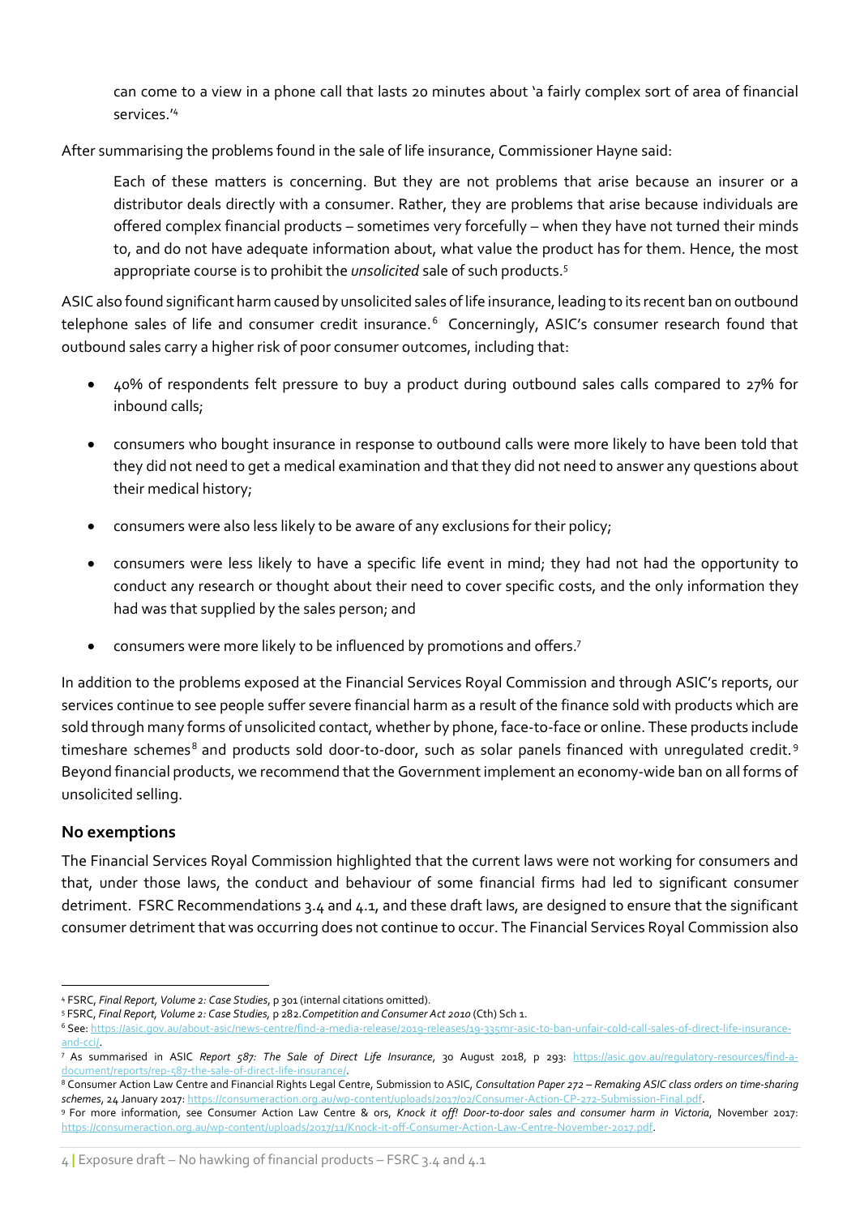can come to a view in a phone call that lasts 20 minutes about 'a fairly complex sort of area of financial services.'[4]

After summarising the problems found in the sale of life insurance, Commissioner Hayne said:

> Each of these matters is concerning. But they are not problems that arise because an insurer or a distributor deals directly with a consumer. Rather, they are problems that arise because individuals are offered complex financial products – sometimes very forcefully – when they have not turned their minds to, and do not have adequate information about, what value the product has for them. Hence, the most appropriate course is to prohibit the *unsolicited* sale of such products.[5]

ASIC also found significant harm caused by unsolicited sales of life insurance, leading to its recent ban on outbound telephone sales of life and consumer credit insurance.[6] Concerningly, ASIC's consumer research found that outbound sales carry a higher risk of poor consumer outcomes, including that:

- 40% of respondents felt pressure to buy a product during outbound sales calls compared to 27% for inbound calls;
- consumers who bought insurance in response to outbound calls were more likely to have been told that they did not need to get a medical examination and that they did not need to answer any questions about their medical history;
- consumers were also less likely to be aware of any exclusions for their policy;
- consumers were less likely to have a specific life event in mind; they had not had the opportunity to conduct any research or thought about their need to cover specific costs, and the only information they had was that supplied by the sales person; and
- consumers were more likely to be influenced by promotions and offers.[7]

In addition to the problems exposed at the Financial Services Royal Commission and through ASIC's reports, our services continue to see people suffer severe financial harm as a result of the finance sold with products which are sold through many forms of unsolicited contact, whether by phone, face-to-face or online. These products include timeshare schemes[8] and products sold door-to-door, such as solar panels financed with unregulated credit.[9] Beyond financial products, we recommend that the Government implement an economy-wide ban on all forms of unsolicited selling.

### No exemptions

The Financial Services Royal Commission highlighted that the current laws were not working for consumers and that, under those laws, the conduct and behaviour of some financial firms had led to significant consumer detriment. FSRC Recommendations 3.4 and 4.1, and these draft laws, are designed to ensure that the significant consumer detriment that was occurring does not continue to occur. The Financial Services Royal Commission also

---

[4] FSRC, *Final Report, Volume 2: Case Studies*, p 301 (internal citations omitted).

[5] FSRC, *Final Report, Volume 2: Case Studies,* p 282.*Competition and Consumer Act 2010* (Cth) Sch 1.

[6] See: https://asic.gov.au/about-asic/news-centre/find-a-media-release/2019-releases/19-335mr-asic-to-ban-unfair-cold-call-sales-of-direct-life-insurance-and-cci/.

[7] As summarised in ASIC *Report 587: The Sale of Direct Life Insurance*, 30 August 2018, p 293: https://asic.gov.au/regulatory-resources/find-a-document/reports/rep-587-the-sale-of-direct-life-insurance/.

[8] Consumer Action Law Centre and Financial Rights Legal Centre, Submission to ASIC, *Consultation Paper 272 – Remaking ASIC class orders on time-sharing schemes*, 24 January 2017: https://consumeraction.org.au/wp-content/uploads/2017/02/Consumer-Action-CP-272-Submission-Final.pdf.

[9] For more information, see Consumer Action Law Centre & ors, *Knock it off! Door-to-door sales and consumer harm in Victoria*, November 2017: https://consumeraction.org.au/wp-content/uploads/2017/11/Knock-it-off-Consumer-Action-Law-Centre-November-2017.pdf.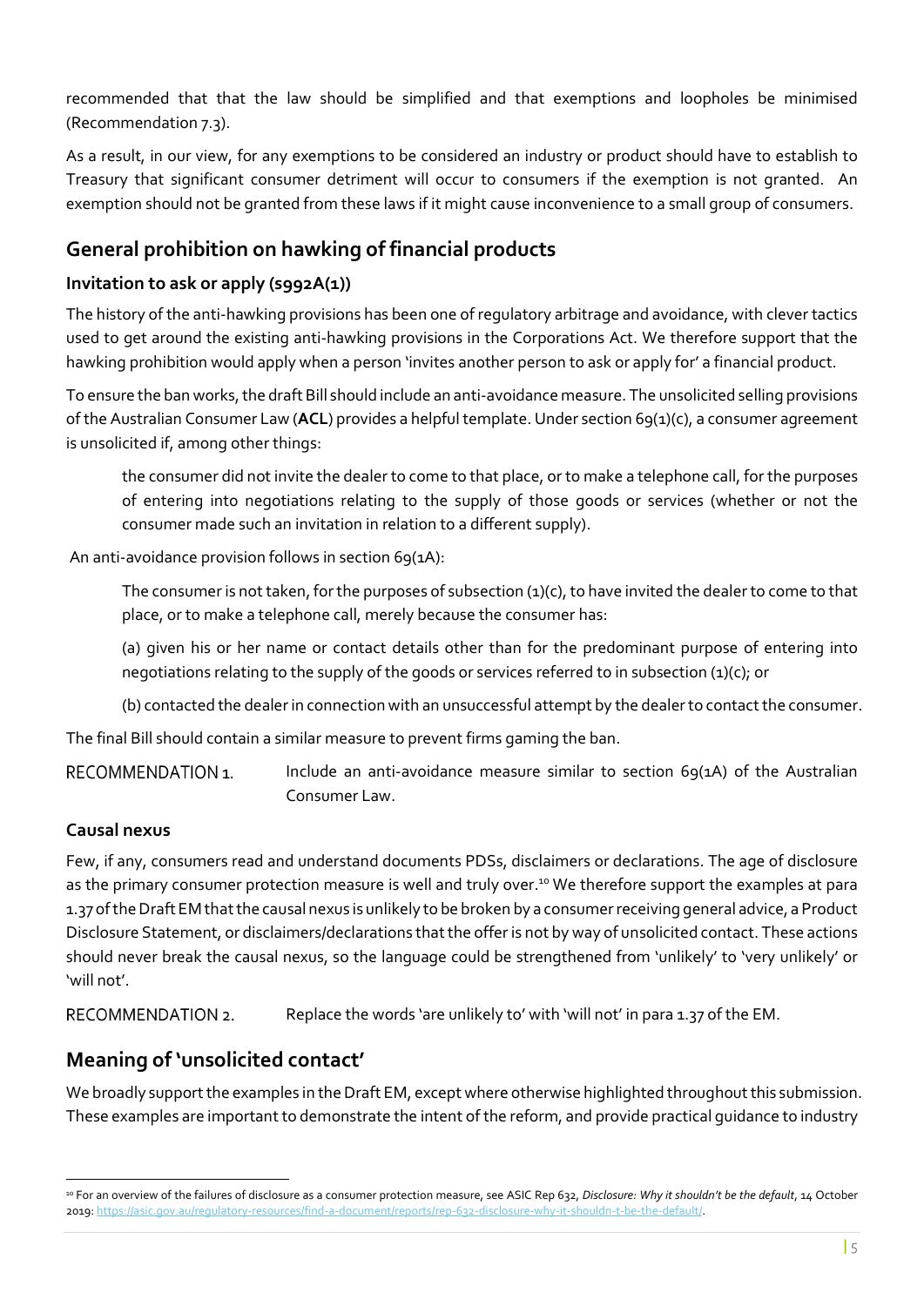recommended that that the law should be simplified and that exemptions and loopholes be minimised (Recommendation 7.3).

As a result, in our view, for any exemptions to be considered an industry or product should have to establish to Treasury that significant consumer detriment will occur to consumers if the exemption is not granted. An exemption should not be granted from these laws if it might cause inconvenience to a small group of consumers.

## General prohibition on hawking of financial products

### Invitation to ask or apply (s992A(1))

The history of the anti-hawking provisions has been one of regulatory arbitrage and avoidance, with clever tactics used to get around the existing anti-hawking provisions in the Corporations Act. We therefore support that the hawking prohibition would apply when a person 'invites another person to ask or apply for' a financial product.

To ensure the ban works, the draft Bill should include an anti-avoidance measure. The unsolicited selling provisions of the Australian Consumer Law (**ACL**) provides a helpful template. Under section 69(1)(c), a consumer agreement is unsolicited if, among other things:

> the consumer did not invite the dealer to come to that place, or to make a telephone call, for the purposes of entering into negotiations relating to the supply of those goods or services (whether or not the consumer made such an invitation in relation to a different supply).

An anti-avoidance provision follows in section 69(1A):

> The consumer is not taken, for the purposes of subsection (1)(c), to have invited the dealer to come to that place, or to make a telephone call, merely because the consumer has:
>
> (a) given his or her name or contact details other than for the predominant purpose of entering into negotiations relating to the supply of the goods or services referred to in subsection (1)(c); or
>
> (b) contacted the dealer in connection with an unsuccessful attempt by the dealer to contact the consumer.

The final Bill should contain a similar measure to prevent firms gaming the ban.

RECOMMENDATION 1. Include an anti-avoidance measure similar to section 69(1A) of the Australian Consumer Law.

### Causal nexus

Few, if any, consumers read and understand documents PDSs, disclaimers or declarations. The age of disclosure as the primary consumer protection measure is well and truly over.[10] We therefore support the examples at para 1.37 of the Draft EM that the causal nexus is unlikely to be broken by a consumer receiving general advice, a Product Disclosure Statement, or disclaimers/declarations that the offer is not by way of unsolicited contact. These actions should never break the causal nexus, so the language could be strengthened from 'unlikely' to 'very unlikely' or 'will not'.

RECOMMENDATION 2. Replace the words 'are unlikely to' with 'will not' in para 1.37 of the EM.

## Meaning of 'unsolicited contact'

We broadly support the examples in the Draft EM, except where otherwise highlighted throughout this submission. These examples are important to demonstrate the intent of the reform, and provide practical guidance to industry

[10] For an overview of the failures of disclosure as a consumer protection measure, see ASIC Rep 632, *Disclosure: Why it shouldn't be the default*, 14 October 2019: https://asic.gov.au/regulatory-resources/find-a-document/reports/rep-632-disclosure-why-it-shouldn-t-be-the-default/.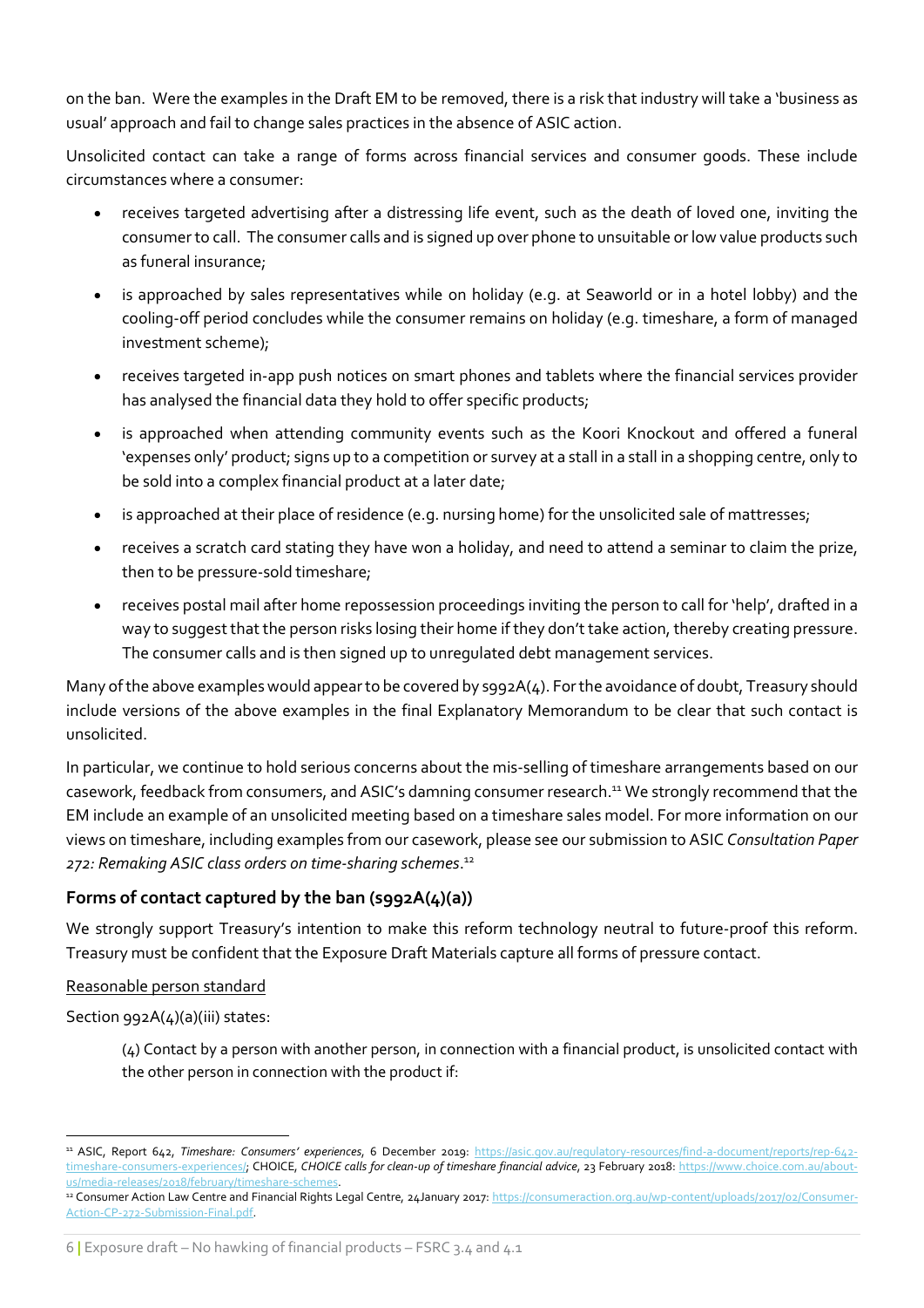on the ban. Were the examples in the Draft EM to be removed, there is a risk that industry will take a 'business as usual' approach and fail to change sales practices in the absence of ASIC action.

Unsolicited contact can take a range of forms across financial services and consumer goods. These include circumstances where a consumer:

- receives targeted advertising after a distressing life event, such as the death of loved one, inviting the consumer to call. The consumer calls and is signed up over phone to unsuitable or low value products such as funeral insurance;
- is approached by sales representatives while on holiday (e.g. at Seaworld or in a hotel lobby) and the cooling-off period concludes while the consumer remains on holiday (e.g. timeshare, a form of managed investment scheme);
- receives targeted in-app push notices on smart phones and tablets where the financial services provider has analysed the financial data they hold to offer specific products;
- is approached when attending community events such as the Koori Knockout and offered a funeral 'expenses only' product; signs up to a competition or survey at a stall in a stall in a shopping centre, only to be sold into a complex financial product at a later date;
- is approached at their place of residence (e.g. nursing home) for the unsolicited sale of mattresses;
- receives a scratch card stating they have won a holiday, and need to attend a seminar to claim the prize, then to be pressure-sold timeshare;
- receives postal mail after home repossession proceedings inviting the person to call for 'help', drafted in a way to suggest that the person risks losing their home if they don't take action, thereby creating pressure. The consumer calls and is then signed up to unregulated debt management services.

Many of the above examples would appear to be covered by s992A(4). For the avoidance of doubt, Treasury should include versions of the above examples in the final Explanatory Memorandum to be clear that such contact is unsolicited.

In particular, we continue to hold serious concerns about the mis-selling of timeshare arrangements based on our casework, feedback from consumers, and ASIC's damning consumer research.[11] We strongly recommend that the EM include an example of an unsolicited meeting based on a timeshare sales model. For more information on our views on timeshare, including examples from our casework, please see our submission to ASIC *Consultation Paper 272: Remaking ASIC class orders on time-sharing schemes*.[12]

### Forms of contact captured by the ban (s992A(4)(a))

We strongly support Treasury's intention to make this reform technology neutral to future-proof this reform. Treasury must be confident that the Exposure Draft Materials capture all forms of pressure contact.

<u>Reasonable person standard</u>

Section 992A(4)(a)(iii) states:

> (4) Contact by a person with another person, in connection with a financial product, is unsolicited contact with the other person in connection with the product if:

---

[11] ASIC, Report 642, *Timeshare: Consumers' experiences*, 6 December 2019: https://asic.gov.au/regulatory-resources/find-a-document/reports/rep-642-timeshare-consumers-experiences/; CHOICE, *CHOICE calls for clean-up of timeshare financial advice*, 23 February 2018: https://www.choice.com.au/about-us/media-releases/2018/february/timeshare-schemes.

[12] Consumer Action Law Centre and Financial Rights Legal Centre, 24January 2017: https://consumeraction.org.au/wp-content/uploads/2017/02/Consumer-Action-CP-272-Submission-Final.pdf.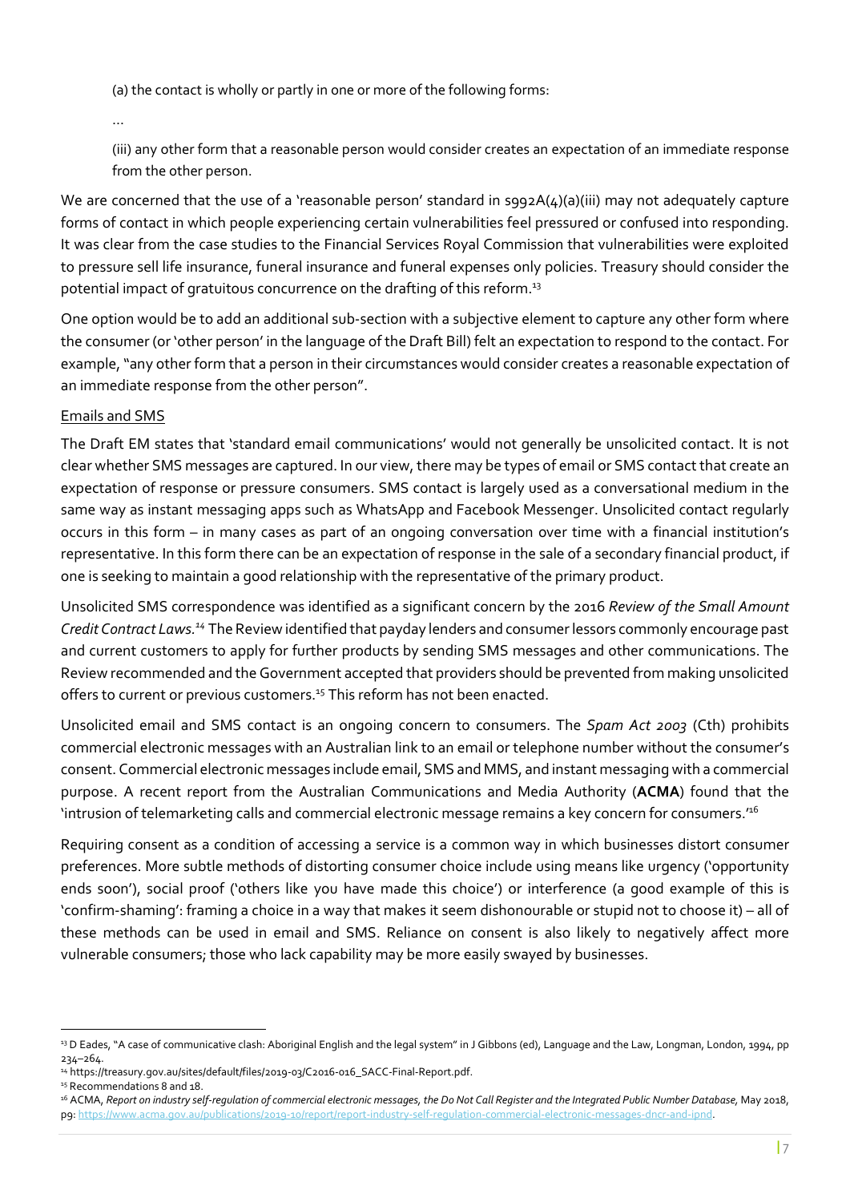(a) the contact is wholly or partly in one or more of the following forms:

...

(iii) any other form that a reasonable person would consider creates an expectation of an immediate response from the other person.

We are concerned that the use of a 'reasonable person' standard in s992A(4)(a)(iii) may not adequately capture forms of contact in which people experiencing certain vulnerabilities feel pressured or confused into responding. It was clear from the case studies to the Financial Services Royal Commission that vulnerabilities were exploited to pressure sell life insurance, funeral insurance and funeral expenses only policies. Treasury should consider the potential impact of gratuitous concurrence on the drafting of this reform.[13]

One option would be to add an additional sub-section with a subjective element to capture any other form where the consumer (or 'other person' in the language of the Draft Bill) felt an expectation to respond to the contact. For example, "any other form that a person in their circumstances would consider creates a reasonable expectation of an immediate response from the other person".

<u>Emails and SMS</u>

The Draft EM states that 'standard email communications' would not generally be unsolicited contact. It is not clear whether SMS messages are captured. In our view, there may be types of email or SMS contact that create an expectation of response or pressure consumers. SMS contact is largely used as a conversational medium in the same way as instant messaging apps such as WhatsApp and Facebook Messenger. Unsolicited contact regularly occurs in this form – in many cases as part of an ongoing conversation over time with a financial institution's representative. In this form there can be an expectation of response in the sale of a secondary financial product, if one is seeking to maintain a good relationship with the representative of the primary product.

Unsolicited SMS correspondence was identified as a significant concern by the 2016 *Review of the Small Amount Credit Contract Laws.*[14] The Review identified that payday lenders and consumer lessors commonly encourage past and current customers to apply for further products by sending SMS messages and other communications. The Review recommended and the Government accepted that providers should be prevented from making unsolicited offers to current or previous customers.[15] This reform has not been enacted.

Unsolicited email and SMS contact is an ongoing concern to consumers. The *Spam Act 2003* (Cth) prohibits commercial electronic messages with an Australian link to an email or telephone number without the consumer's consent. Commercial electronic messages include email, SMS and MMS, and instant messaging with a commercial purpose. A recent report from the Australian Communications and Media Authority (**ACMA**) found that the 'intrusion of telemarketing calls and commercial electronic message remains a key concern for consumers.'[16]

Requiring consent as a condition of accessing a service is a common way in which businesses distort consumer preferences. More subtle methods of distorting consumer choice include using means like urgency ('opportunity ends soon'), social proof ('others like you have made this choice') or interference (a good example of this is 'confirm-shaming': framing a choice in a way that makes it seem dishonourable or stupid not to choose it) – all of these methods can be used in email and SMS. Reliance on consent is also likely to negatively affect more vulnerable consumers; those who lack capability may be more easily swayed by businesses.

---

[13] D Eades, "A case of communicative clash: Aboriginal English and the legal system" in J Gibbons (ed), Language and the Law, Longman, London, 1994, pp 234–264.

[14] https://treasury.gov.au/sites/default/files/2019-03/C2016-016_SACC-Final-Report.pdf.

[15] Recommendations 8 and 18.

[16] ACMA, *Report on industry self-regulation of commercial electronic messages, the Do Not Call Register and the Integrated Public Number Database*, May 2018, p9: https://www.acma.gov.au/publications/2019-10/report/report-industry-self-regulation-commercial-electronic-messages-dncr-and-ipnd.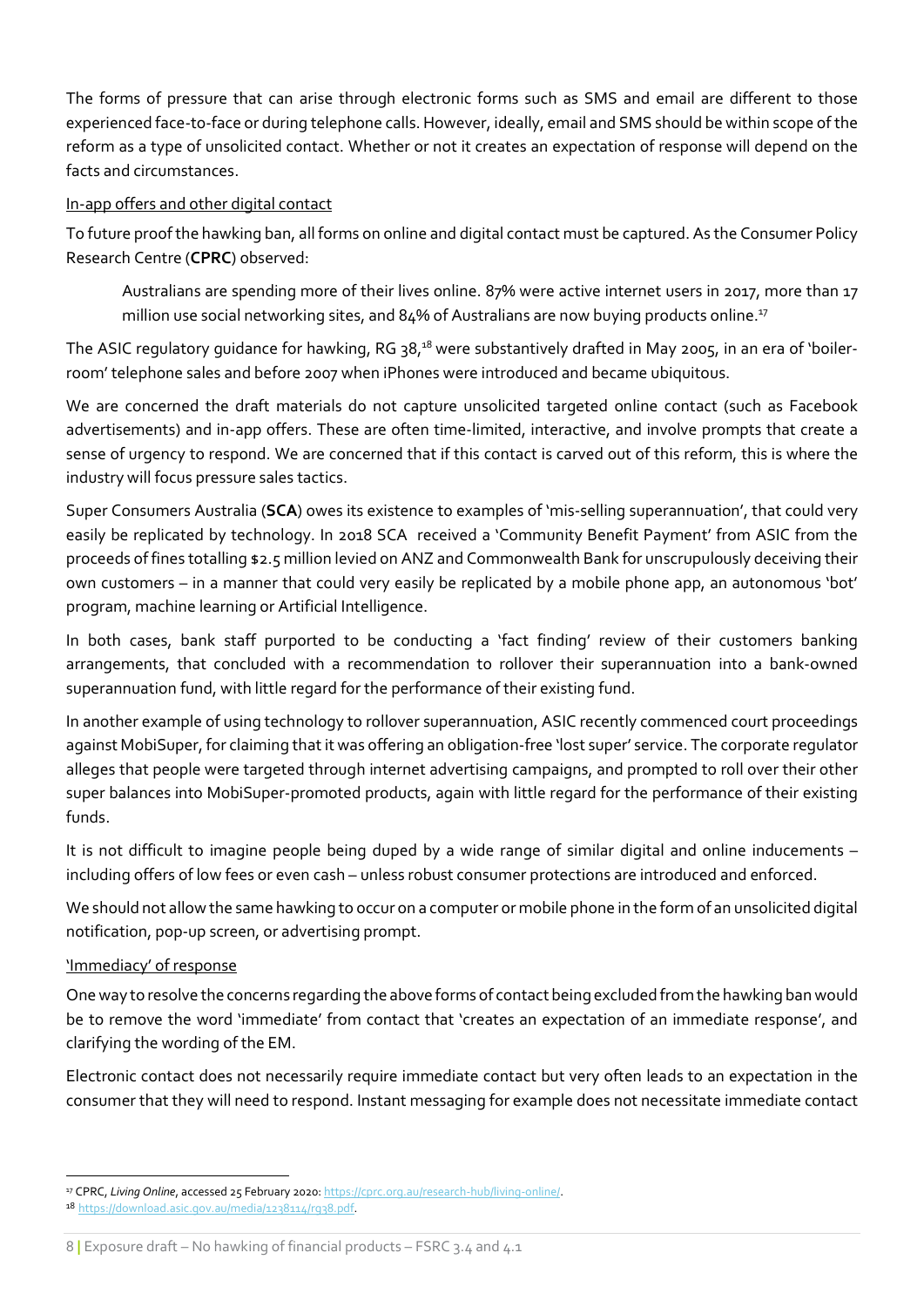The forms of pressure that can arise through electronic forms such as SMS and email are different to those experienced face-to-face or during telephone calls. However, ideally, email and SMS should be within scope of the reform as a type of unsolicited contact. Whether or not it creates an expectation of response will depend on the facts and circumstances.

In-app offers and other digital contact

To future proof the hawking ban, all forms on online and digital contact must be captured. As the Consumer Policy Research Centre (**CPRC**) observed:

> Australians are spending more of their lives online. 87% were active internet users in 2017, more than 17 million use social networking sites, and 84% of Australians are now buying products online.[17]

The ASIC regulatory guidance for hawking, RG 38,[18] were substantively drafted in May 2005, in an era of 'boiler-room' telephone sales and before 2007 when iPhones were introduced and became ubiquitous.

We are concerned the draft materials do not capture unsolicited targeted online contact (such as Facebook advertisements) and in-app offers. These are often time-limited, interactive, and involve prompts that create a sense of urgency to respond. We are concerned that if this contact is carved out of this reform, this is where the industry will focus pressure sales tactics.

Super Consumers Australia (**SCA**) owes its existence to examples of 'mis-selling superannuation', that could very easily be replicated by technology. In 2018 SCA received a 'Community Benefit Payment' from ASIC from the proceeds of fines totalling $2.5 million levied on ANZ and Commonwealth Bank for unscrupulously deceiving their own customers – in a manner that could very easily be replicated by a mobile phone app, an autonomous 'bot' program, machine learning or Artificial Intelligence.

In both cases, bank staff purported to be conducting a 'fact finding' review of their customers banking arrangements, that concluded with a recommendation to rollover their superannuation into a bank-owned superannuation fund, with little regard for the performance of their existing fund.

In another example of using technology to rollover superannuation, ASIC recently commenced court proceedings against MobiSuper, for claiming that it was offering an obligation-free 'lost super' service. The corporate regulator alleges that people were targeted through internet advertising campaigns, and prompted to roll over their other super balances into MobiSuper-promoted products, again with little regard for the performance of their existing funds.

It is not difficult to imagine people being duped by a wide range of similar digital and online inducements – including offers of low fees or even cash – unless robust consumer protections are introduced and enforced.

We should not allow the same hawking to occur on a computer or mobile phone in the form of an unsolicited digital notification, pop-up screen, or advertising prompt.

'Immediacy' of response

One way to resolve the concerns regarding the above forms of contact being excluded from the hawking ban would be to remove the word 'immediate' from contact that 'creates an expectation of an immediate response', and clarifying the wording of the EM.

Electronic contact does not necessarily require immediate contact but very often leads to an expectation in the consumer that they will need to respond. Instant messaging for example does not necessitate immediate contact

[17] CPRC, *Living Online*, accessed 25 February 2020: https://cprc.org.au/research-hub/living-online/.

[18] https://download.asic.gov.au/media/1238114/rg38.pdf.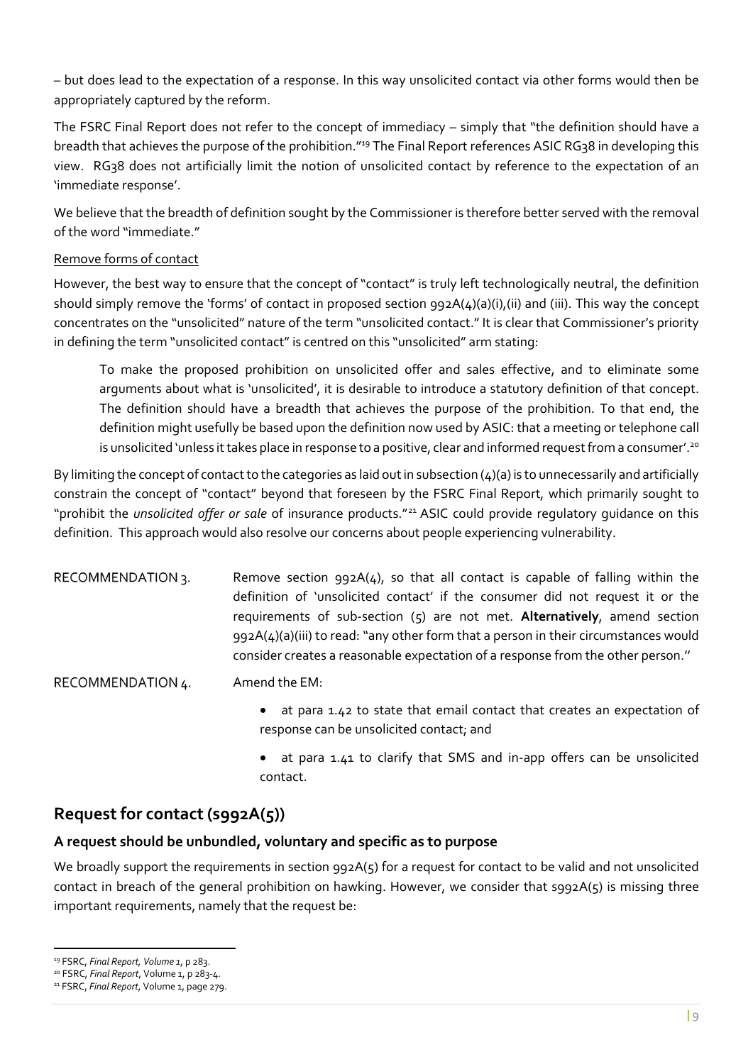– but does lead to the expectation of a response. In this way unsolicited contact via other forms would then be appropriately captured by the reform.

The FSRC Final Report does not refer to the concept of immediacy – simply that "the definition should have a breadth that achieves the purpose of the prohibition."[19] The Final Report references ASIC RG38 in developing this view. RG38 does not artificially limit the notion of unsolicited contact by reference to the expectation of an 'immediate response'.

We believe that the breadth of definition sought by the Commissioner is therefore better served with the removal of the word "immediate."

Remove forms of contact

However, the best way to ensure that the concept of "contact" is truly left technologically neutral, the definition should simply remove the 'forms' of contact in proposed section 992A(4)(a)(i),(ii) and (iii). This way the concept concentrates on the "unsolicited" nature of the term "unsolicited contact." It is clear that Commissioner's priority in defining the term "unsolicited contact" is centred on this "unsolicited" arm stating:

> To make the proposed prohibition on unsolicited offer and sales effective, and to eliminate some arguments about what is 'unsolicited', it is desirable to introduce a statutory definition of that concept. The definition should have a breadth that achieves the purpose of the prohibition. To that end, the definition might usefully be based upon the definition now used by ASIC: that a meeting or telephone call is unsolicited 'unless it takes place in response to a positive, clear and informed request from a consumer'.[20]

By limiting the concept of contact to the categories as laid out in subsection (4)(a) is to unnecessarily and artificially constrain the concept of "contact" beyond that foreseen by the FSRC Final Report, which primarily sought to "prohibit the *unsolicited offer or sale* of insurance products."[21] ASIC could provide regulatory guidance on this definition. This approach would also resolve our concerns about people experiencing vulnerability.

RECOMMENDATION 3. Remove section 992A(4), so that all contact is capable of falling within the definition of 'unsolicited contact' if the consumer did not request it or the requirements of sub-section (5) are not met. **Alternatively**, amend section 992A(4)(a)(iii) to read: "any other form that a person in their circumstances would consider creates a reasonable expectation of a response from the other person."

RECOMMENDATION 4. Amend the EM:

- at para 1.42 to state that email contact that creates an expectation of response can be unsolicited contact; and
- at para 1.41 to clarify that SMS and in-app offers can be unsolicited contact.

## Request for contact (s992A(5))

### A request should be unbundled, voluntary and specific as to purpose

We broadly support the requirements in section 992A(5) for a request for contact to be valid and not unsolicited contact in breach of the general prohibition on hawking. However, we consider that s992A(5) is missing three important requirements, namely that the request be:

[19] FSRC, *Final Report, Volume 1*, p 283.
[20] FSRC, *Final Report*, Volume 1, p 283-4.
[21] FSRC, *Final Report*, Volume 1, page 279.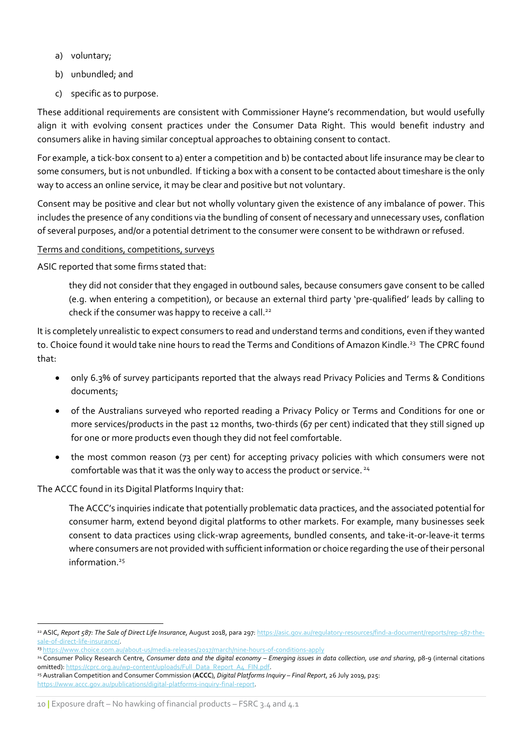a) voluntary;

b) unbundled; and

c) specific as to purpose.

These additional requirements are consistent with Commissioner Hayne's recommendation, but would usefully align it with evolving consent practices under the Consumer Data Right. This would benefit industry and consumers alike in having similar conceptual approaches to obtaining consent to contact.

For example, a tick-box consent to a) enter a competition and b) be contacted about life insurance may be clear to some consumers, but is not unbundled. If ticking a box with a consent to be contacted about timeshare is the only way to access an online service, it may be clear and positive but not voluntary.

Consent may be positive and clear but not wholly voluntary given the existence of any imbalance of power. This includes the presence of any conditions via the bundling of consent of necessary and unnecessary uses, conflation of several purposes, and/or a potential detriment to the consumer were consent to be withdrawn or refused.

<u>Terms and conditions, competitions, surveys</u>

ASIC reported that some firms stated that:

> they did not consider that they engaged in outbound sales, because consumers gave consent to be called (e.g. when entering a competition), or because an external third party 'pre-qualified' leads by calling to check if the consumer was happy to receive a call.[22]

It is completely unrealistic to expect consumers to read and understand terms and conditions, even if they wanted to. Choice found it would take nine hours to read the Terms and Conditions of Amazon Kindle.[23] The CPRC found that:

- only 6.3% of survey participants reported that the always read Privacy Policies and Terms & Conditions documents;
- of the Australians surveyed who reported reading a Privacy Policy or Terms and Conditions for one or more services/products in the past 12 months, two-thirds (67 per cent) indicated that they still signed up for one or more products even though they did not feel comfortable.
- the most common reason (73 per cent) for accepting privacy policies with which consumers were not comfortable was that it was the only way to access the product or service.[24]

The ACCC found in its Digital Platforms Inquiry that:

> The ACCC's inquiries indicate that potentially problematic data practices, and the associated potential for consumer harm, extend beyond digital platforms to other markets. For example, many businesses seek consent to data practices using click-wrap agreements, bundled consents, and take-it-or-leave-it terms where consumers are not provided with sufficient information or choice regarding the use of their personal information.[25]

---

[22] ASIC, *Report 587: The Sale of Direct Life Insurance*, August 2018, para 297: https://asic.gov.au/regulatory-resources/find-a-document/reports/rep-587-the-sale-of-direct-life-insurance/.

[23] https://www.choice.com.au/about-us/media-releases/2017/march/nine-hours-of-conditions-apply

[24] Consumer Policy Research Centre, *Consumer data and the digital economy – Emerging issues in data collection, use and sharing*, p8-9 (internal citations omitted): https://cprc.org.au/wp-content/uploads/Full_Data_Report_A4_FIN.pdf.

[25] Australian Competition and Consumer Commission (**ACCC**), *Digital Platforms Inquiry – Final Report*, 26 July 2019, p25: https://www.accc.gov.au/publications/digital-platforms-inquiry-final-report.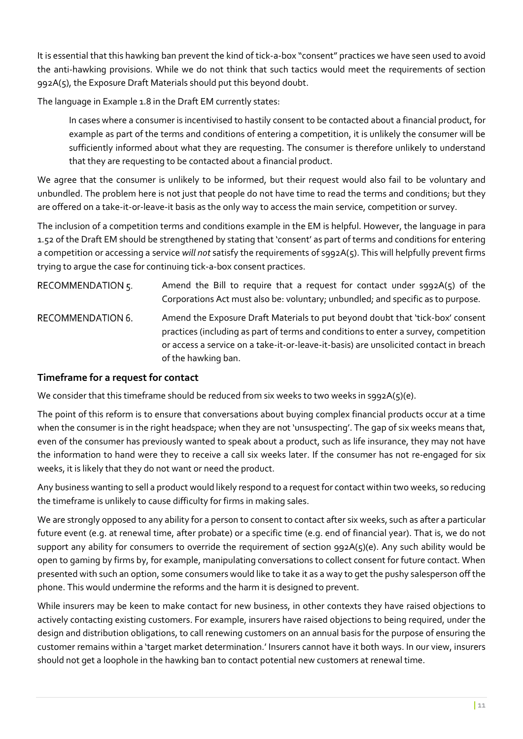It is essential that this hawking ban prevent the kind of tick-a-box "consent" practices we have seen used to avoid the anti-hawking provisions. While we do not think that such tactics would meet the requirements of section 992A(5), the Exposure Draft Materials should put this beyond doubt.

The language in Example 1.8 in the Draft EM currently states:

> In cases where a consumer is incentivised to hastily consent to be contacted about a financial product, for example as part of the terms and conditions of entering a competition, it is unlikely the consumer will be sufficiently informed about what they are requesting. The consumer is therefore unlikely to understand that they are requesting to be contacted about a financial product.

We agree that the consumer is unlikely to be informed, but their request would also fail to be voluntary and unbundled. The problem here is not just that people do not have time to read the terms and conditions; but they are offered on a take-it-or-leave-it basis as the only way to access the main service, competition or survey.

The inclusion of a competition terms and conditions example in the EM is helpful. However, the language in para 1.52 of the Draft EM should be strengthened by stating that 'consent' as part of terms and conditions for entering a competition or accessing a service *will not* satisfy the requirements of s992A(5). This will helpfully prevent firms trying to argue the case for continuing tick-a-box consent practices.

RECOMMENDATION 5. Amend the Bill to require that a request for contact under s992A(5) of the Corporations Act must also be: voluntary; unbundled; and specific as to purpose.

RECOMMENDATION 6. Amend the Exposure Draft Materials to put beyond doubt that 'tick-box' consent practices (including as part of terms and conditions to enter a survey, competition or access a service on a take-it-or-leave-it-basis) are unsolicited contact in breach of the hawking ban.

### Timeframe for a request for contact

We consider that this timeframe should be reduced from six weeks to two weeks in s992A(5)(e).

The point of this reform is to ensure that conversations about buying complex financial products occur at a time when the consumer is in the right headspace; when they are not 'unsuspecting'. The gap of six weeks means that, even of the consumer has previously wanted to speak about a product, such as life insurance, they may not have the information to hand were they to receive a call six weeks later. If the consumer has not re-engaged for six weeks, it is likely that they do not want or need the product.

Any business wanting to sell a product would likely respond to a request for contact within two weeks, so reducing the timeframe is unlikely to cause difficulty for firms in making sales.

We are strongly opposed to any ability for a person to consent to contact after six weeks, such as after a particular future event (e.g. at renewal time, after probate) or a specific time (e.g. end of financial year). That is, we do not support any ability for consumers to override the requirement of section 992A(5)(e). Any such ability would be open to gaming by firms by, for example, manipulating conversations to collect consent for future contact. When presented with such an option, some consumers would like to take it as a way to get the pushy salesperson off the phone. This would undermine the reforms and the harm it is designed to prevent.

While insurers may be keen to make contact for new business, in other contexts they have raised objections to actively contacting existing customers. For example, insurers have raised objections to being required, under the design and distribution obligations, to call renewing customers on an annual basis for the purpose of ensuring the customer remains within a 'target market determination.' Insurers cannot have it both ways. In our view, insurers should not get a loophole in the hawking ban to contact potential new customers at renewal time.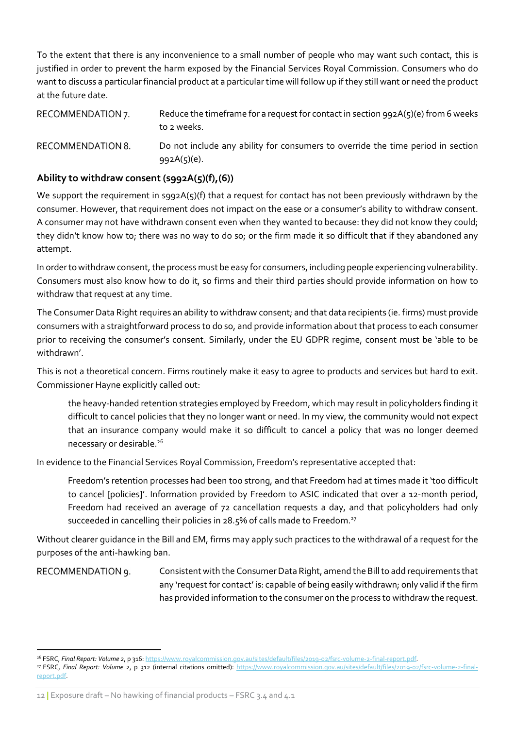To the extent that there is any inconvenience to a small number of people who may want such contact, this is justified in order to prevent the harm exposed by the Financial Services Royal Commission. Consumers who do want to discuss a particular financial product at a particular time will follow up if they still want or need the product at the future date.

RECOMMENDATION 7. Reduce the timeframe for a request for contact in section 992A(5)(e) from 6 weeks to 2 weeks.

RECOMMENDATION 8. Do not include any ability for consumers to override the time period in section 992A(5)(e).

### Ability to withdraw consent (s992A(5)(f),(6))

We support the requirement in s992A(5)(f) that a request for contact has not been previously withdrawn by the consumer. However, that requirement does not impact on the ease or a consumer's ability to withdraw consent. A consumer may not have withdrawn consent even when they wanted to because: they did not know they could; they didn't know how to; there was no way to do so; or the firm made it so difficult that if they abandoned any attempt.

In order to withdraw consent, the process must be easy for consumers, including people experiencing vulnerability. Consumers must also know how to do it, so firms and their third parties should provide information on how to withdraw that request at any time.

The Consumer Data Right requires an ability to withdraw consent; and that data recipients (ie. firms) must provide consumers with a straightforward process to do so, and provide information about that process to each consumer prior to receiving the consumer's consent. Similarly, under the EU GDPR regime, consent must be 'able to be withdrawn'.

This is not a theoretical concern. Firms routinely make it easy to agree to products and services but hard to exit. Commissioner Hayne explicitly called out:

> the heavy-handed retention strategies employed by Freedom, which may result in policyholders finding it difficult to cancel policies that they no longer want or need. In my view, the community would not expect that an insurance company would make it so difficult to cancel a policy that was no longer deemed necessary or desirable.[26]

In evidence to the Financial Services Royal Commission, Freedom's representative accepted that:

> Freedom's retention processes had been too strong, and that Freedom had at times made it 'too difficult to cancel [policies]'. Information provided by Freedom to ASIC indicated that over a 12-month period, Freedom had received an average of 72 cancellation requests a day, and that policyholders had only succeeded in cancelling their policies in 28.5% of calls made to Freedom.[27]

Without clearer guidance in the Bill and EM, firms may apply such practices to the withdrawal of a request for the purposes of the anti-hawking ban.

RECOMMENDATION 9. Consistent with the Consumer Data Right, amend the Bill to add requirements that any 'request for contact' is: capable of being easily withdrawn; only valid if the firm has provided information to the consumer on the process to withdraw the request.

---

[26] FSRC, *Final Report: Volume 2*, p 316: https://www.royalcommission.gov.au/sites/default/files/2019-02/fsrc-volume-2-final-report.pdf.

[27] FSRC, *Final Report: Volume 2*, p 312 (internal citations omitted): https://www.royalcommission.gov.au/sites/default/files/2019-02/fsrc-volume-2-final-report.pdf.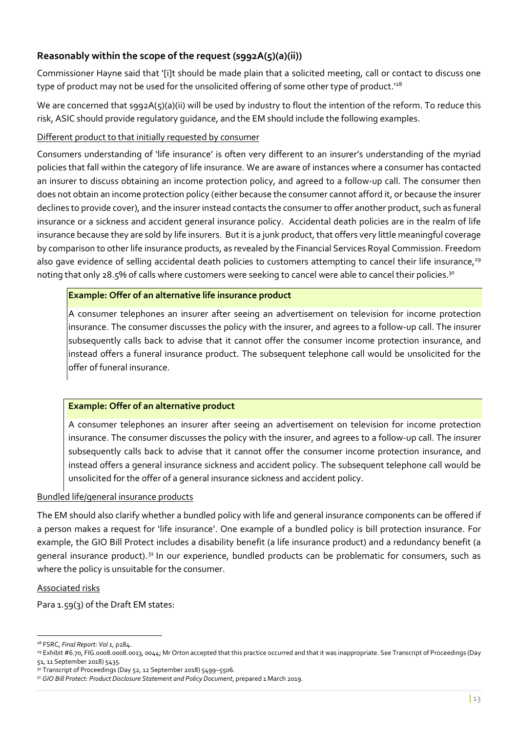### Reasonably within the scope of the request (s992A(5)(a)(ii))

Commissioner Hayne said that '[i]t should be made plain that a solicited meeting, call or contact to discuss one type of product may not be used for the unsolicited offering of some other type of product.'[28]

We are concerned that s992A(5)(a)(ii) will be used by industry to flout the intention of the reform. To reduce this risk, ASIC should provide regulatory guidance, and the EM should include the following examples.

<u>Different product to that initially requested by consumer</u>

Consumers understanding of 'life insurance' is often very different to an insurer's understanding of the myriad policies that fall within the category of life insurance. We are aware of instances where a consumer has contacted an insurer to discuss obtaining an income protection policy, and agreed to a follow-up call. The consumer then does not obtain an income protection policy (either because the consumer cannot afford it, or because the insurer declines to provide cover), and the insurer instead contacts the consumer to offer another product, such as funeral insurance or a sickness and accident general insurance policy. Accidental death policies are in the realm of life insurance because they are sold by life insurers. But it is a junk product, that offers very little meaningful coverage by comparison to other life insurance products, as revealed by the Financial Services Royal Commission. Freedom also gave evidence of selling accidental death policies to customers attempting to cancel their life insurance,[29] noting that only 28.5% of calls where customers were seeking to cancel were able to cancel their policies.[30]

> **Example: Offer of an alternative life insurance product**
>
> A consumer telephones an insurer after seeing an advertisement on television for income protection insurance. The consumer discusses the policy with the insurer, and agrees to a follow-up call. The insurer subsequently calls back to advise that it cannot offer the consumer income protection insurance, and instead offers a funeral insurance product. The subsequent telephone call would be unsolicited for the offer of funeral insurance.

> **Example: Offer of an alternative product**
>
> A consumer telephones an insurer after seeing an advertisement on television for income protection insurance. The consumer discusses the policy with the insurer, and agrees to a follow-up call. The insurer subsequently calls back to advise that it cannot offer the consumer income protection insurance, and instead offers a general insurance sickness and accident policy. The subsequent telephone call would be unsolicited for the offer of a general insurance sickness and accident policy.

<u>Bundled life/general insurance products</u>

The EM should also clarify whether a bundled policy with life and general insurance components can be offered if a person makes a request for 'life insurance'. One example of a bundled policy is bill protection insurance. For example, the GIO Bill Protect includes a disability benefit (a life insurance product) and a redundancy benefit (a general insurance product).[31] In our experience, bundled products can be problematic for consumers, such as where the policy is unsuitable for the consumer.

<u>Associated risks</u>

Para 1.59(3) of the Draft EM states:

---

[28] FSRC, *Final Report: Vol 1*, p284.

[29] Exhibit #6.70, FIG.0008.0008.0013, 0044; Mr Orton accepted that this practice occurred and that it was inappropriate. See Transcript of Proceedings (Day 51, 11 September 2018) 5435.

[30] Transcript of Proceedings (Day 52, 12 September 2018) 5499–5506.

[31] *GIO Bill Protect: Product Disclosure Statement and Policy Document*, prepared 1 March 2019.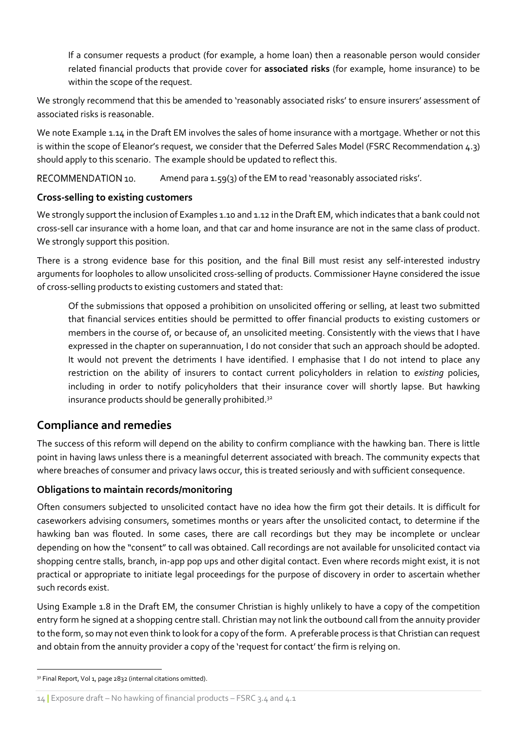> If a consumer requests a product (for example, a home loan) then a reasonable person would consider related financial products that provide cover for **associated risks** (for example, home insurance) to be within the scope of the request.

We strongly recommend that this be amended to 'reasonably associated risks' to ensure insurers' assessment of associated risks is reasonable.

We note Example 1.14 in the Draft EM involves the sales of home insurance with a mortgage. Whether or not this is within the scope of Eleanor's request, we consider that the Deferred Sales Model (FSRC Recommendation 4.3) should apply to this scenario. The example should be updated to reflect this.

RECOMMENDATION 10. Amend para 1.59(3) of the EM to read 'reasonably associated risks'.

### Cross-selling to existing customers

We strongly support the inclusion of Examples 1.10 and 1.12 in the Draft EM, which indicates that a bank could not cross-sell car insurance with a home loan, and that car and home insurance are not in the same class of product. We strongly support this position.

There is a strong evidence base for this position, and the final Bill must resist any self-interested industry arguments for loopholes to allow unsolicited cross-selling of products. Commissioner Hayne considered the issue of cross-selling products to existing customers and stated that:

> Of the submissions that opposed a prohibition on unsolicited offering or selling, at least two submitted that financial services entities should be permitted to offer financial products to existing customers or members in the course of, or because of, an unsolicited meeting. Consistently with the views that I have expressed in the chapter on superannuation, I do not consider that such an approach should be adopted. It would not prevent the detriments I have identified. I emphasise that I do not intend to place any restriction on the ability of insurers to contact current policyholders in relation to *existing* policies, including in order to notify policyholders that their insurance cover will shortly lapse. But hawking insurance products should be generally prohibited.[32]

## Compliance and remedies

The success of this reform will depend on the ability to confirm compliance with the hawking ban. There is little point in having laws unless there is a meaningful deterrent associated with breach. The community expects that where breaches of consumer and privacy laws occur, this is treated seriously and with sufficient consequence.

### Obligations to maintain records/monitoring

Often consumers subjected to unsolicited contact have no idea how the firm got their details. It is difficult for caseworkers advising consumers, sometimes months or years after the unsolicited contact, to determine if the hawking ban was flouted. In some cases, there are call recordings but they may be incomplete or unclear depending on how the "consent" to call was obtained. Call recordings are not available for unsolicited contact via shopping centre stalls, branch, in-app pop ups and other digital contact. Even where records might exist, it is not practical or appropriate to initiate legal proceedings for the purpose of discovery in order to ascertain whether such records exist.

Using Example 1.8 in the Draft EM, the consumer Christian is highly unlikely to have a copy of the competition entry form he signed at a shopping centre stall. Christian may not link the outbound call from the annuity provider to the form, so may not even think to look for a copy of the form. A preferable process is that Christian can request and obtain from the annuity provider a copy of the 'request for contact' the firm is relying on.

---

[32] Final Report, Vol 1, page 2832 (internal citations omitted).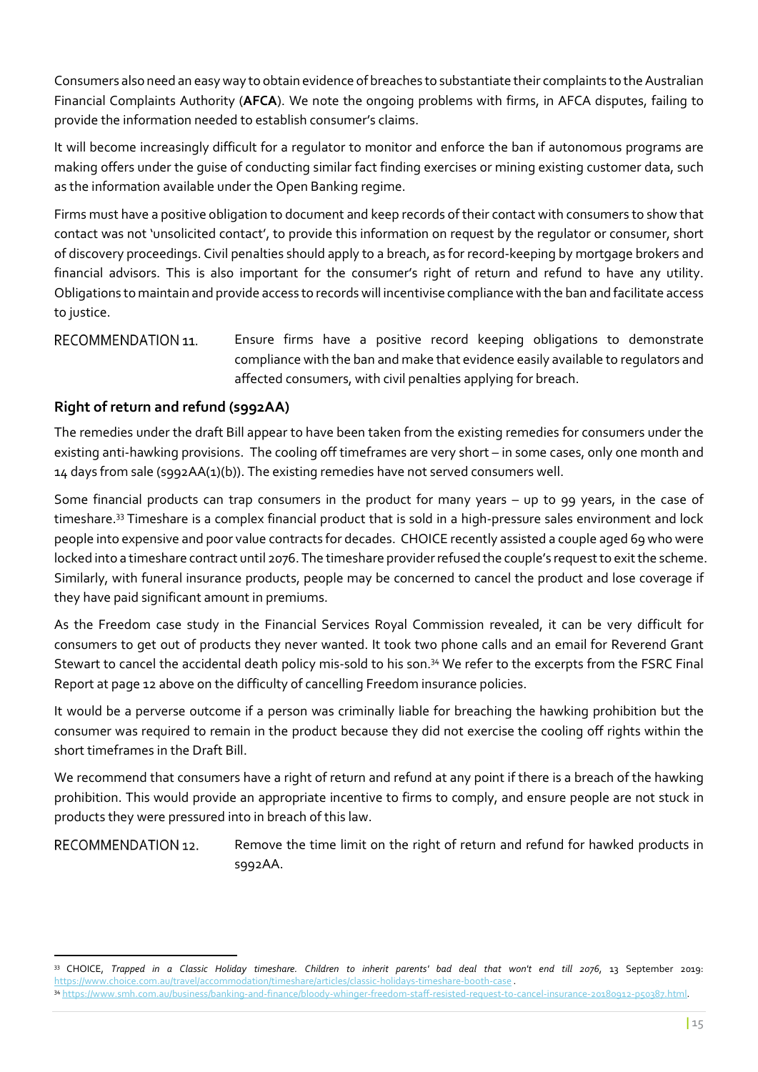Consumers also need an easy way to obtain evidence of breaches to substantiate their complaints to the Australian Financial Complaints Authority (**AFCA**). We note the ongoing problems with firms, in AFCA disputes, failing to provide the information needed to establish consumer's claims.

It will become increasingly difficult for a regulator to monitor and enforce the ban if autonomous programs are making offers under the guise of conducting similar fact finding exercises or mining existing customer data, such as the information available under the Open Banking regime.

Firms must have a positive obligation to document and keep records of their contact with consumers to show that contact was not 'unsolicited contact', to provide this information on request by the regulator or consumer, short of discovery proceedings. Civil penalties should apply to a breach, as for record-keeping by mortgage brokers and financial advisors. This is also important for the consumer's right of return and refund to have any utility. Obligations to maintain and provide access to records will incentivise compliance with the ban and facilitate access to justice.

RECOMMENDATION 11. Ensure firms have a positive record keeping obligations to demonstrate compliance with the ban and make that evidence easily available to regulators and affected consumers, with civil penalties applying for breach.

### Right of return and refund (s992AA)

The remedies under the draft Bill appear to have been taken from the existing remedies for consumers under the existing anti-hawking provisions. The cooling off timeframes are very short – in some cases, only one month and 14 days from sale (s992AA(1)(b)). The existing remedies have not served consumers well.

Some financial products can trap consumers in the product for many years – up to 99 years, in the case of timeshare.[33] Timeshare is a complex financial product that is sold in a high-pressure sales environment and lock people into expensive and poor value contracts for decades. CHOICE recently assisted a couple aged 69 who were locked into a timeshare contract until 2076. The timeshare provider refused the couple's request to exit the scheme. Similarly, with funeral insurance products, people may be concerned to cancel the product and lose coverage if they have paid significant amount in premiums.

As the Freedom case study in the Financial Services Royal Commission revealed, it can be very difficult for consumers to get out of products they never wanted. It took two phone calls and an email for Reverend Grant Stewart to cancel the accidental death policy mis-sold to his son.[34] We refer to the excerpts from the FSRC Final Report at page 12 above on the difficulty of cancelling Freedom insurance policies.

It would be a perverse outcome if a person was criminally liable for breaching the hawking prohibition but the consumer was required to remain in the product because they did not exercise the cooling off rights within the short timeframes in the Draft Bill.

We recommend that consumers have a right of return and refund at any point if there is a breach of the hawking prohibition. This would provide an appropriate incentive to firms to comply, and ensure people are not stuck in products they were pressured into in breach of this law.

RECOMMENDATION 12. Remove the time limit on the right of return and refund for hawked products in s992AA.

---

[33] CHOICE, *Trapped in a Classic Holiday timeshare. Children to inherit parents' bad deal that won't end till 2076*, 13 September 2019: https://www.choice.com.au/travel/accommodation/timeshare/articles/classic-holidays-timeshare-booth-case .

[34] https://www.smh.com.au/business/banking-and-finance/bloody-whinger-freedom-staff-resisted-request-to-cancel-insurance-20180912-p50387.html.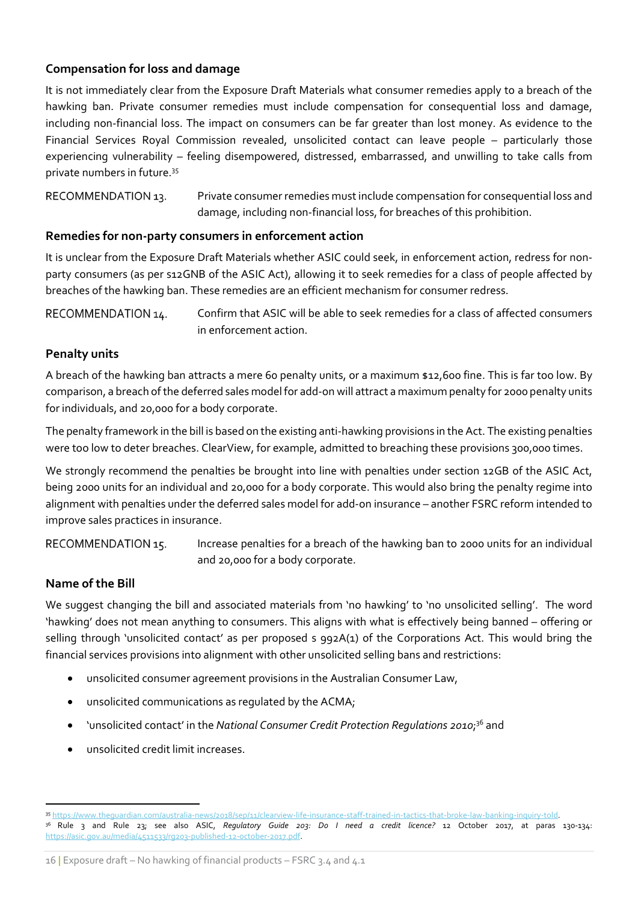## Compensation for loss and damage

It is not immediately clear from the Exposure Draft Materials what consumer remedies apply to a breach of the hawking ban. Private consumer remedies must include compensation for consequential loss and damage, including non-financial loss. The impact on consumers can be far greater than lost money. As evidence to the Financial Services Royal Commission revealed, unsolicited contact can leave people – particularly those experiencing vulnerability – feeling disempowered, distressed, embarrassed, and unwilling to take calls from private numbers in future.[35]

RECOMMENDATION 13. Private consumer remedies must include compensation for consequential loss and damage, including non-financial loss, for breaches of this prohibition.

## Remedies for non-party consumers in enforcement action

It is unclear from the Exposure Draft Materials whether ASIC could seek, in enforcement action, redress for non-party consumers (as per s12GNB of the ASIC Act), allowing it to seek remedies for a class of people affected by breaches of the hawking ban. These remedies are an efficient mechanism for consumer redress.

RECOMMENDATION 14. Confirm that ASIC will be able to seek remedies for a class of affected consumers in enforcement action.

## Penalty units

A breach of the hawking ban attracts a mere 60 penalty units, or a maximum $12,600 fine. This is far too low. By comparison, a breach of the deferred sales model for add-on will attract a maximum penalty for 2000 penalty units for individuals, and 20,000 for a body corporate.

The penalty framework in the bill is based on the existing anti-hawking provisions in the Act. The existing penalties were too low to deter breaches. ClearView, for example, admitted to breaching these provisions 300,000 times.

We strongly recommend the penalties be brought into line with penalties under section 12GB of the ASIC Act, being 2000 units for an individual and 20,000 for a body corporate. This would also bring the penalty regime into alignment with penalties under the deferred sales model for add-on insurance – another FSRC reform intended to improve sales practices in insurance.

RECOMMENDATION 15. Increase penalties for a breach of the hawking ban to 2000 units for an individual and 20,000 for a body corporate.

## Name of the Bill

We suggest changing the bill and associated materials from 'no hawking' to 'no unsolicited selling'. The word 'hawking' does not mean anything to consumers. This aligns with what is effectively being banned – offering or selling through 'unsolicited contact' as per proposed s 992A(1) of the Corporations Act. This would bring the financial services provisions into alignment with other unsolicited selling bans and restrictions:

- unsolicited consumer agreement provisions in the Australian Consumer Law,
- unsolicited communications as regulated by the ACMA;
- 'unsolicited contact' in the *National Consumer Credit Protection Regulations 2010*;[36] and
- unsolicited credit limit increases.

---

[35] https://www.theguardian.com/australia-news/2018/sep/11/clearview-life-insurance-staff-trained-in-tactics-that-broke-law-banking-inquiry-told.

[36] Rule 3 and Rule 23; see also ASIC, *Regulatory Guide 203: Do I need a credit licence?* 12 October 2017, at paras 130-134: https://asic.gov.au/media/4511533/rg203-published-12-october-2017.pdf.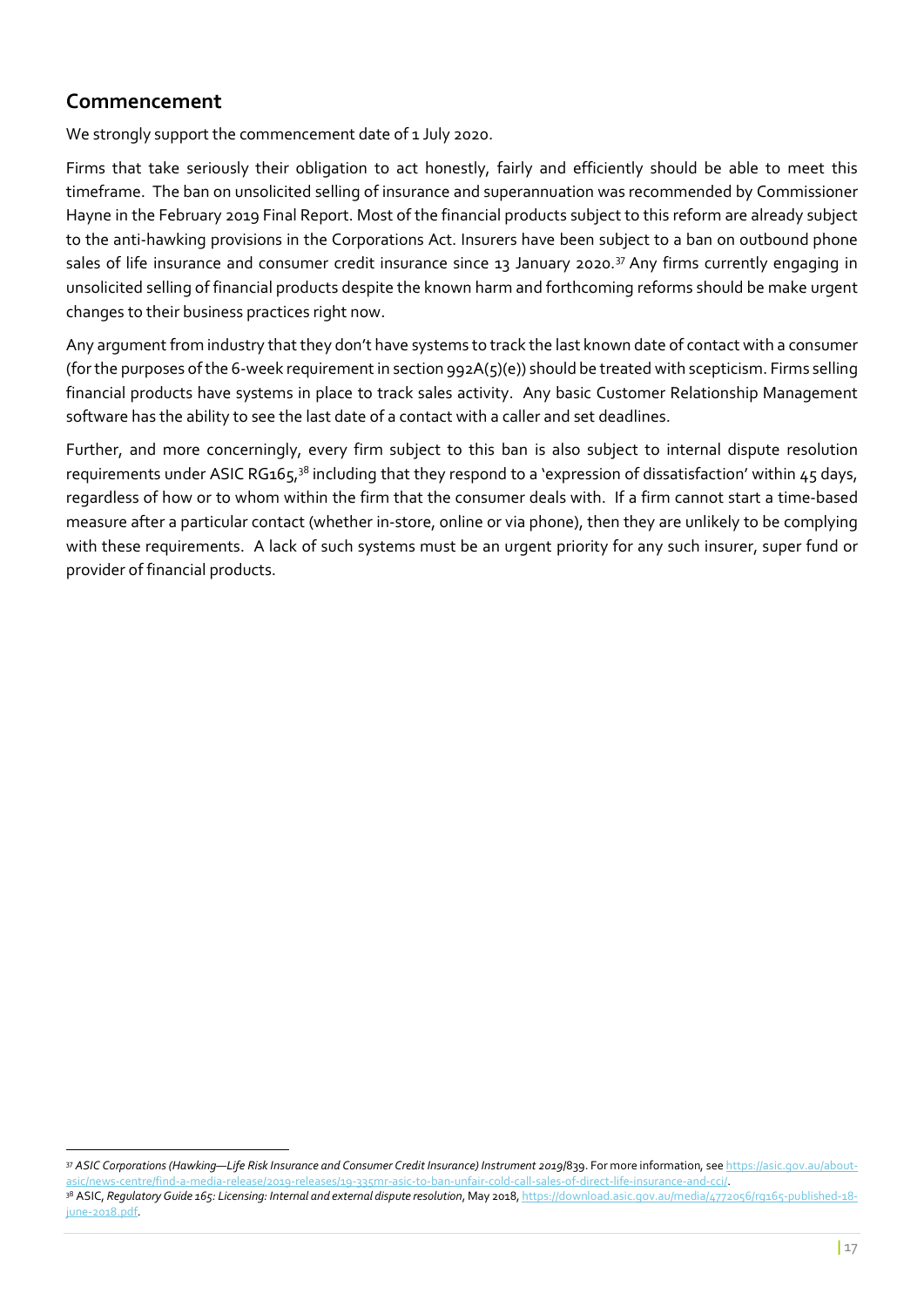## Commencement

We strongly support the commencement date of 1 July 2020.

Firms that take seriously their obligation to act honestly, fairly and efficiently should be able to meet this timeframe. The ban on unsolicited selling of insurance and superannuation was recommended by Commissioner Hayne in the February 2019 Final Report. Most of the financial products subject to this reform are already subject to the anti-hawking provisions in the Corporations Act. Insurers have been subject to a ban on outbound phone sales of life insurance and consumer credit insurance since 13 January 2020.[37] Any firms currently engaging in unsolicited selling of financial products despite the known harm and forthcoming reforms should be make urgent changes to their business practices right now.

Any argument from industry that they don't have systems to track the last known date of contact with a consumer (for the purposes of the 6-week requirement in section 992A(5)(e)) should be treated with scepticism. Firms selling financial products have systems in place to track sales activity. Any basic Customer Relationship Management software has the ability to see the last date of a contact with a caller and set deadlines.

Further, and more concerningly, every firm subject to this ban is also subject to internal dispute resolution requirements under ASIC RG165,[38] including that they respond to a 'expression of dissatisfaction' within 45 days, regardless of how or to whom within the firm that the consumer deals with. If a firm cannot start a time-based measure after a particular contact (whether in-store, online or via phone), then they are unlikely to be complying with these requirements. A lack of such systems must be an urgent priority for any such insurer, super fund or provider of financial products.

---

[37] *ASIC Corporations (Hawking—Life Risk Insurance and Consumer Credit Insurance) Instrument 2019*/839. For more information, see https://asic.gov.au/about-asic/news-centre/find-a-media-release/2019-releases/19-335mr-asic-to-ban-unfair-cold-call-sales-of-direct-life-insurance-and-cci/.

[38] ASIC, *Regulatory Guide 165: Licensing: Internal and external dispute resolution*, May 2018, https://download.asic.gov.au/media/4772056/rg165-published-18-june-2018.pdf.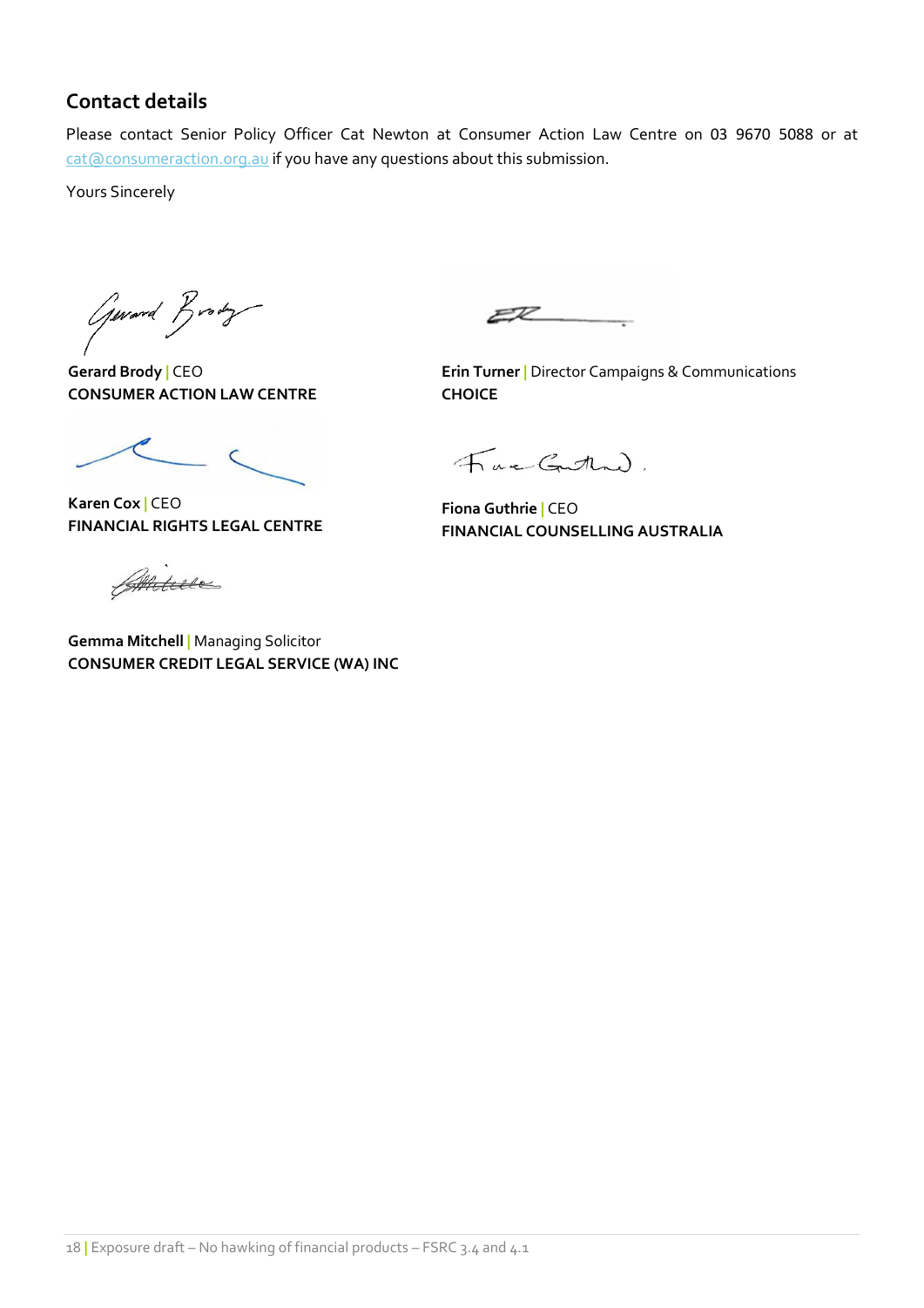## Contact details

Please contact Senior Policy Officer Cat Newton at Consumer Action Law Centre on 03 9670 5088 or at cat@consumeraction.org.au if you have any questions about this submission.

Yours Sincerely

**Gerard Brody** | CEO
**CONSUMER ACTION LAW CENTRE**

**Erin Turner** | Director Campaigns & Communications
**CHOICE**

**Karen Cox** | CEO
**FINANCIAL RIGHTS LEGAL CENTRE**

**Fiona Guthrie** | CEO
**FINANCIAL COUNSELLING AUSTRALIA**

**Gemma Mitchell** | Managing Solicitor
**CONSUMER CREDIT LEGAL SERVICE (WA) INC**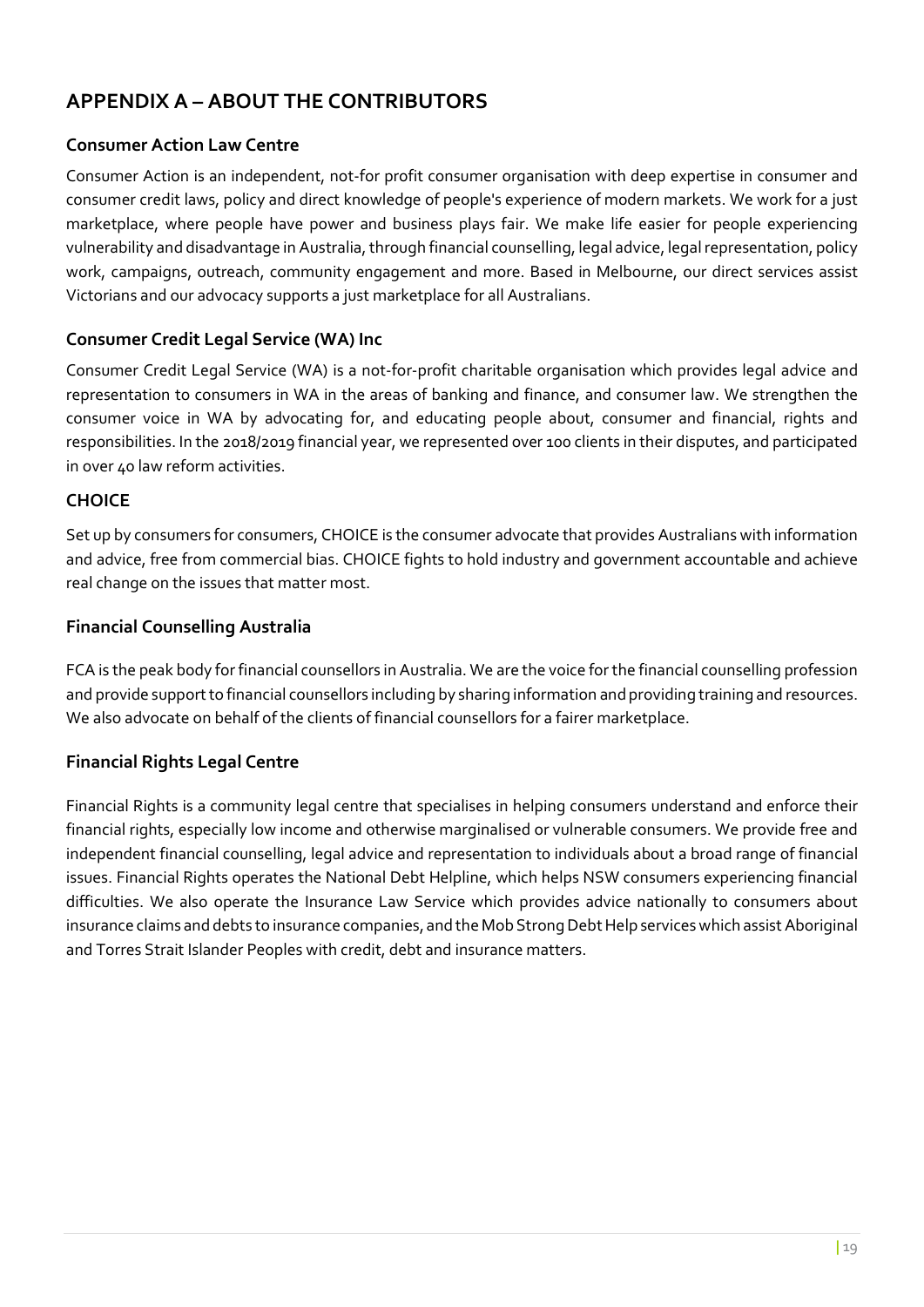## APPENDIX A – ABOUT THE CONTRIBUTORS

### Consumer Action Law Centre

Consumer Action is an independent, not-for profit consumer organisation with deep expertise in consumer and consumer credit laws, policy and direct knowledge of people's experience of modern markets. We work for a just marketplace, where people have power and business plays fair. We make life easier for people experiencing vulnerability and disadvantage in Australia, through financial counselling, legal advice, legal representation, policy work, campaigns, outreach, community engagement and more. Based in Melbourne, our direct services assist Victorians and our advocacy supports a just marketplace for all Australians.

### Consumer Credit Legal Service (WA) Inc

Consumer Credit Legal Service (WA) is a not-for-profit charitable organisation which provides legal advice and representation to consumers in WA in the areas of banking and finance, and consumer law. We strengthen the consumer voice in WA by advocating for, and educating people about, consumer and financial, rights and responsibilities. In the 2018/2019 financial year, we represented over 100 clients in their disputes, and participated in over 40 law reform activities.

### CHOICE

Set up by consumers for consumers, CHOICE is the consumer advocate that provides Australians with information and advice, free from commercial bias. CHOICE fights to hold industry and government accountable and achieve real change on the issues that matter most.

### Financial Counselling Australia

FCA is the peak body for financial counsellors in Australia. We are the voice for the financial counselling profession and provide support to financial counsellors including by sharing information and providing training and resources. We also advocate on behalf of the clients of financial counsellors for a fairer marketplace.

### Financial Rights Legal Centre

Financial Rights is a community legal centre that specialises in helping consumers understand and enforce their financial rights, especially low income and otherwise marginalised or vulnerable consumers. We provide free and independent financial counselling, legal advice and representation to individuals about a broad range of financial issues. Financial Rights operates the National Debt Helpline, which helps NSW consumers experiencing financial difficulties. We also operate the Insurance Law Service which provides advice nationally to consumers about insurance claims and debts to insurance companies, and the Mob Strong Debt Help services which assist Aboriginal and Torres Strait Islander Peoples with credit, debt and insurance matters.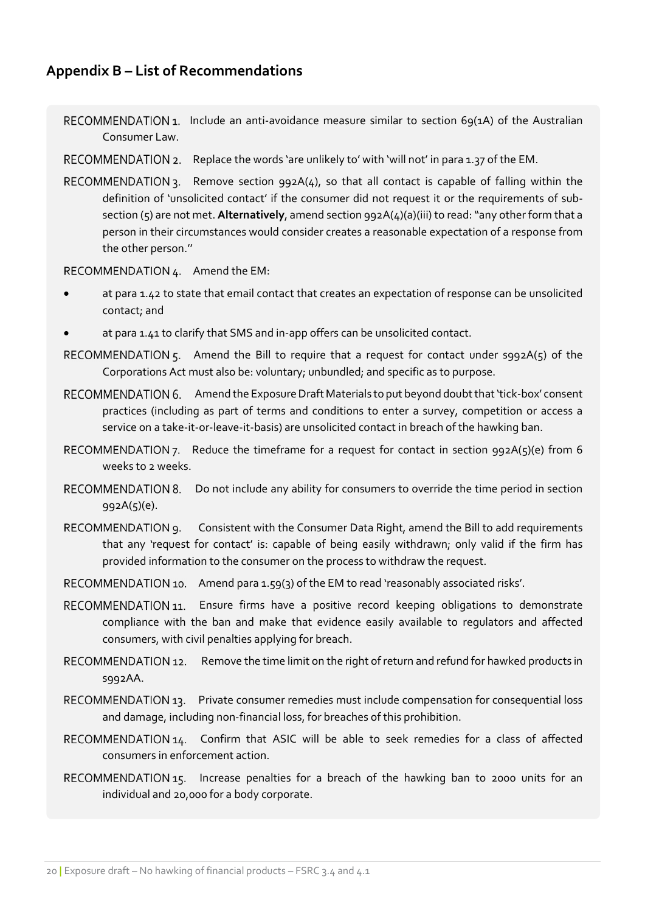## Appendix B – List of Recommendations

RECOMMENDATION 1. Include an anti-avoidance measure similar to section 69(1A) of the Australian Consumer Law.

RECOMMENDATION 2. Replace the words 'are unlikely to' with 'will not' in para 1.37 of the EM.

RECOMMENDATION 3. Remove section 992A(4), so that all contact is capable of falling within the definition of 'unsolicited contact' if the consumer did not request it or the requirements of sub-section (5) are not met. **Alternatively**, amend section 992A(4)(a)(iii) to read: "any other form that a person in their circumstances would consider creates a reasonable expectation of a response from the other person.''

RECOMMENDATION 4. Amend the EM:

- at para 1.42 to state that email contact that creates an expectation of response can be unsolicited contact; and
- at para 1.41 to clarify that SMS and in-app offers can be unsolicited contact.

RECOMMENDATION 5. Amend the Bill to require that a request for contact under s992A(5) of the Corporations Act must also be: voluntary; unbundled; and specific as to purpose.

RECOMMENDATION 6. Amend the Exposure Draft Materials to put beyond doubt that 'tick-box' consent practices (including as part of terms and conditions to enter a survey, competition or access a service on a take-it-or-leave-it-basis) are unsolicited contact in breach of the hawking ban.

RECOMMENDATION 7. Reduce the timeframe for a request for contact in section 992A(5)(e) from 6 weeks to 2 weeks.

RECOMMENDATION 8. Do not include any ability for consumers to override the time period in section 992A(5)(e).

RECOMMENDATION 9. Consistent with the Consumer Data Right, amend the Bill to add requirements that any 'request for contact' is: capable of being easily withdrawn; only valid if the firm has provided information to the consumer on the process to withdraw the request.

RECOMMENDATION 10. Amend para 1.59(3) of the EM to read 'reasonably associated risks'.

RECOMMENDATION 11. Ensure firms have a positive record keeping obligations to demonstrate compliance with the ban and make that evidence easily available to regulators and affected consumers, with civil penalties applying for breach.

RECOMMENDATION 12. Remove the time limit on the right of return and refund for hawked products in s992AA.

RECOMMENDATION 13. Private consumer remedies must include compensation for consequential loss and damage, including non-financial loss, for breaches of this prohibition.

RECOMMENDATION 14. Confirm that ASIC will be able to seek remedies for a class of affected consumers in enforcement action.

RECOMMENDATION 15. Increase penalties for a breach of the hawking ban to 2000 units for an individual and 20,000 for a body corporate.